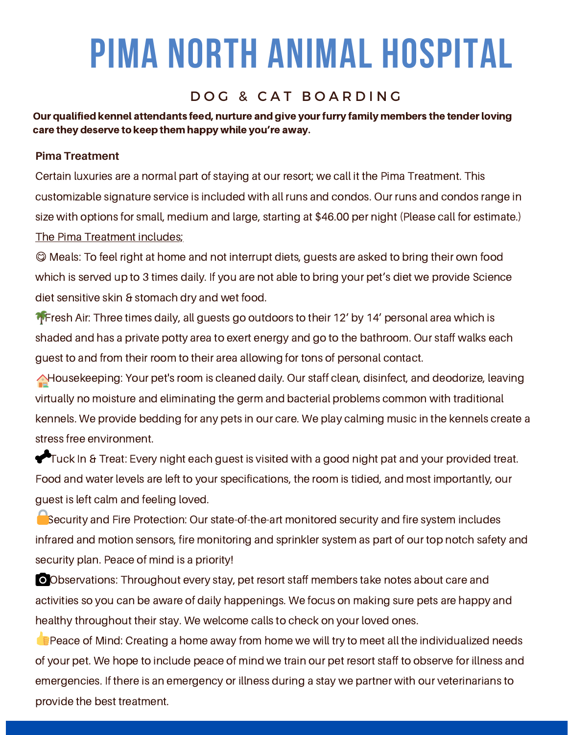# PIMA NORTH ANIMAL HOSPITAL

## DOG & CAT BOARDING

**Our qualified kennel attendants feed, nurture and give your furry family members the tender loving care they deserve to keep them happy while you're away.**

**Pima Treatment**

Certain luxuries are a normal part of staying at our resort; we call it the Pima Treatment. This customizable signature service is included with all runs and condos. Our runs and condos range in size with options for small, medium and large, starting at $46.00 per night (Please call for estimate.)

The Pima Treatment includes;

😊 Meals: To feel right at home and not interrupt diets, guests are asked to bring their own food which is served up to 3 times daily. If you are not able to bring your pet's diet we provide Science diet sensitive skin & stomach dry and wet food.

🌴Fresh Air: Three times daily, all guests go outdoors to their 12' by 14' personal area which is shaded and has a private potty area to exert energy and go to the bathroom. Our staff walks each guest to and from their room to their area allowing for tons of personal contact.

🏠Housekeeping: Your pet's room is cleaned daily. Our staff clean, disinfect, and deodorize, leaving virtually no moisture and eliminating the germ and bacterial problems common with traditional kennels. We provide bedding for any pets in our care. We play calming music in the kennels create a stress free environment.

🦴Tuck In & Treat: Every night each guest is visited with a good night pat and your provided treat. Food and water levels are left to your specifications, the room is tidied, and most importantly, our guest is left calm and feeling loved.

🔒Security and Fire Protection: Our state-of-the-art monitored security and fire system includes infrared and motion sensors, fire monitoring and sprinkler system as part of our top notch safety and security plan. Peace of mind is a priority!

📷Observations: Throughout every stay, pet resort staff members take notes about care and activities so you can be aware of daily happenings. We focus on making sure pets are happy and healthy throughout their stay. We welcome calls to check on your loved ones.

👍Peace of Mind: Creating a home away from home we will try to meet all the individualized needs of your pet. We hope to include peace of mind we train our pet resort staff to observe for illness and emergencies. If there is an emergency or illness during a stay we partner with our veterinarians to provide the best treatment.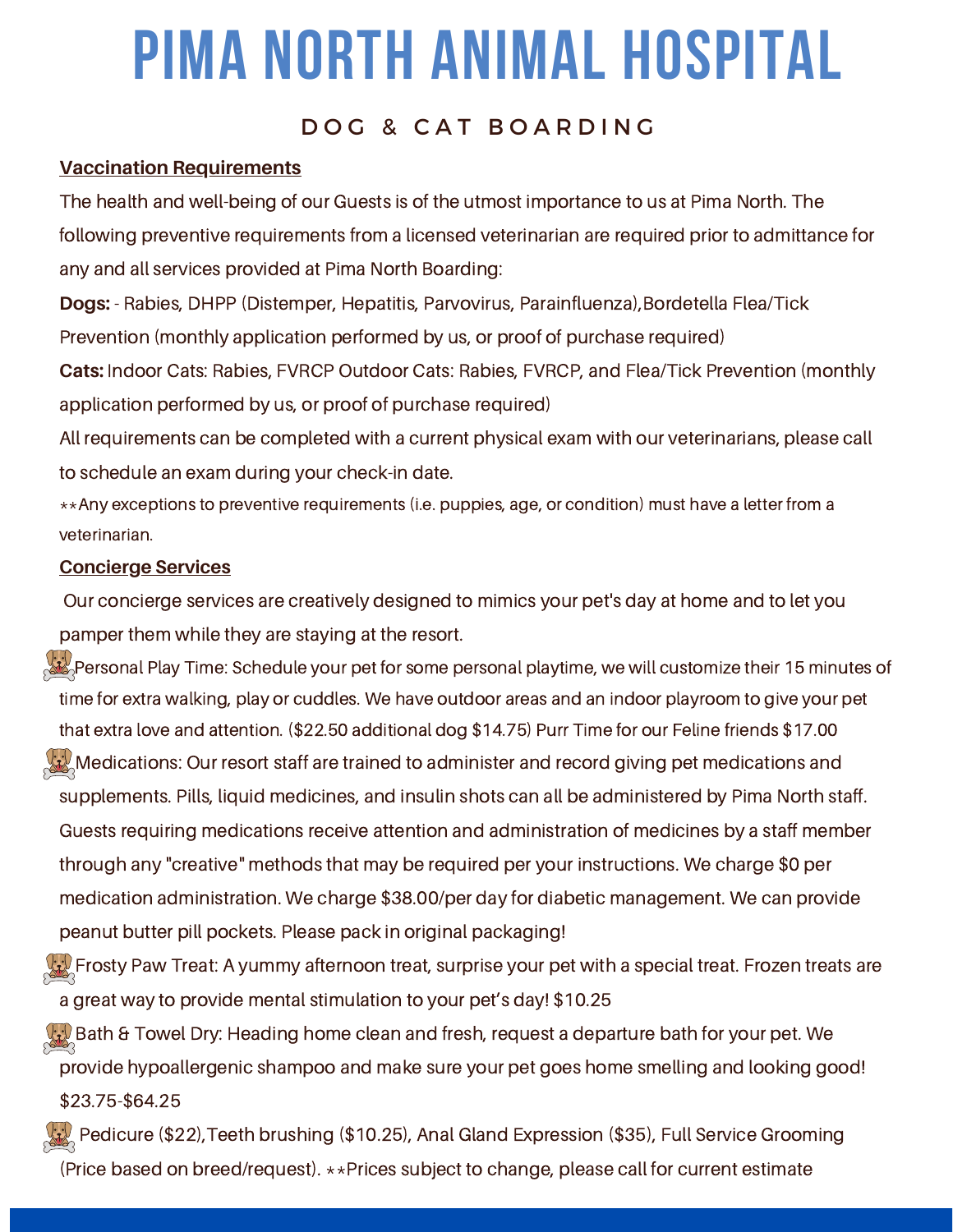# PIMA NORTH ANIMAL HOSPITAL

## DOG & CAT BOARDING

**Vaccination Requirements**

The health and well-being of our Guests is of the utmost importance to us at Pima North. The following preventive requirements from a licensed veterinarian are required prior to admittance for any and all services provided at Pima North Boarding:

**Dogs:** - Rabies, DHPP (Distemper, Hepatitis, Parvovirus, Parainfluenza),Bordetella Flea/Tick Prevention (monthly application performed by us, or proof of purchase required)

**Cats:** Indoor Cats: Rabies, FVRCP Outdoor Cats: Rabies, FVRCP, and Flea/Tick Prevention (monthly application performed by us, or proof of purchase required)

All requirements can be completed with a current physical exam with our veterinarians, please call to schedule an exam during your check-in date.

**Any exceptions to preventive requirements (i.e. puppies, age, or condition) must have a letter from a veterinarian.

**Concierge Services**

Our concierge services are creatively designed to mimics your pet's day at home and to let you pamper them while they are staying at the resort.

- Personal Play Time: Schedule your pet for some personal playtime, we will customize their 15 minutes of time for extra walking, play or cuddles. We have outdoor areas and an indoor playroom to give your pet that extra love and attention. ($22.50 additional dog $14.75) Purr Time for our Feline friends $17.00
- Medications: Our resort staff are trained to administer and record giving pet medications and supplements. Pills, liquid medicines, and insulin shots can all be administered by Pima North staff. Guests requiring medications receive attention and administration of medicines by a staff member through any "creative" methods that may be required per your instructions. We charge $0 per medication administration. We charge $38.00/per day for diabetic management. We can provide peanut butter pill pockets. Please pack in original packaging!
- Frosty Paw Treat: A yummy afternoon treat, surprise your pet with a special treat. Frozen treats are a great way to provide mental stimulation to your pet's day! $10.25
- Bath & Towel Dry: Heading home clean and fresh, request a departure bath for your pet. We provide hypoallergenic shampoo and make sure your pet goes home smelling and looking good! $23.75-$64.25
- Pedicure ($22),Teeth brushing ($10.25), Anal Gland Expression ($35), Full Service Grooming (Price based on breed/request). **Prices subject to change, please call for current estimate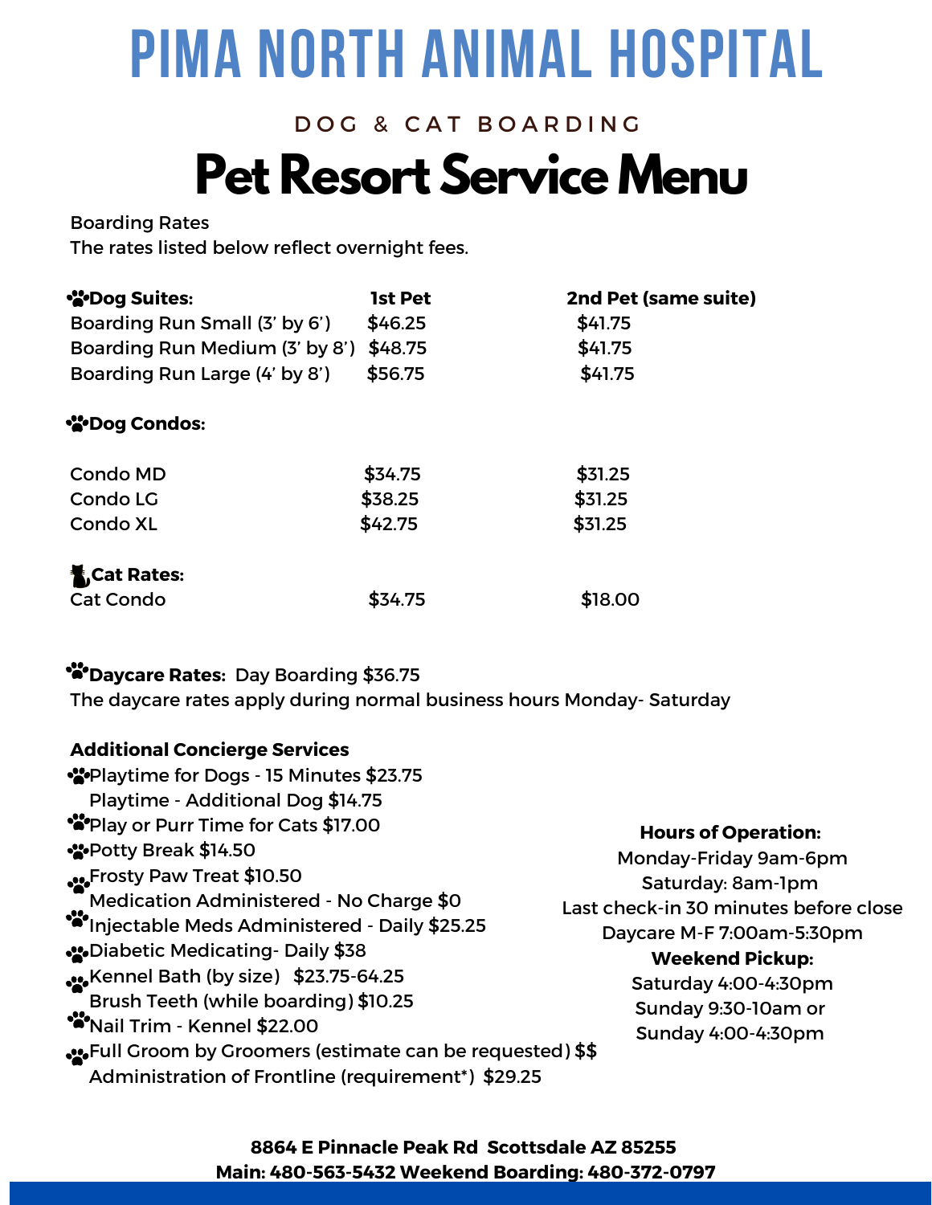# PIMA NORTH ANIMAL HOSPITAL

DOG & CAT BOARDING

## Pet Resort Service Menu

Boarding Rates
The rates listed below reflect overnight fees.

| **Dog Suites:** | **1st Pet** | **2nd Pet (same suite)** |
|---|---|---|
| Boarding Run Small (3' by 6') | $46.25 | $41.75 |
| Boarding Run Medium (3' by 8') | $48.75 | $41.75 |
| Boarding Run Large (4' by 8') | $56.75 | $41.75 |
| **Dog Condos:** | | |
| Condo MD | $34.75 | $31.25 |
| Condo LG | $38.25 | $31.25 |
| Condo XL | $42.75 | $31.25 |
| **Cat Rates:** | | |
| Cat Condo | $34.75 | $18.00 |

**Daycare Rates:** Day Boarding $36.75
The daycare rates apply during normal business hours Monday- Saturday

**Additional Concierge Services**

- Playtime for Dogs - 15 Minutes $23.75
  Playtime - Additional Dog $14.75
- Play or Purr Time for Cats $17.00
- Potty Break $14.50
- Frosty Paw Treat $10.50
  Medication Administered - No Charge $0
- Injectable Meds Administered - Daily $25.25
- Diabetic Medicating- Daily $38
- Kennel Bath (by size) $23.75-64.25
  Brush Teeth (while boarding) $10.25
- Nail Trim - Kennel $22.00
- Full Groom by Groomers (estimate can be requested) $$
  Administration of Frontline (requirement*) $29.25

**Hours of Operation:**
Monday-Friday 9am-6pm
Saturday: 8am-1pm
Last check-in 30 minutes before close
Daycare M-F 7:00am-5:30pm

**Weekend Pickup:**
Saturday 4:00-4:30pm
Sunday 9:30-10am or
Sunday 4:00-4:30pm

**8864 E Pinnacle Peak Rd Scottsdale AZ 85255**
**Main: 480-563-5432 Weekend Boarding: 480-372-0797**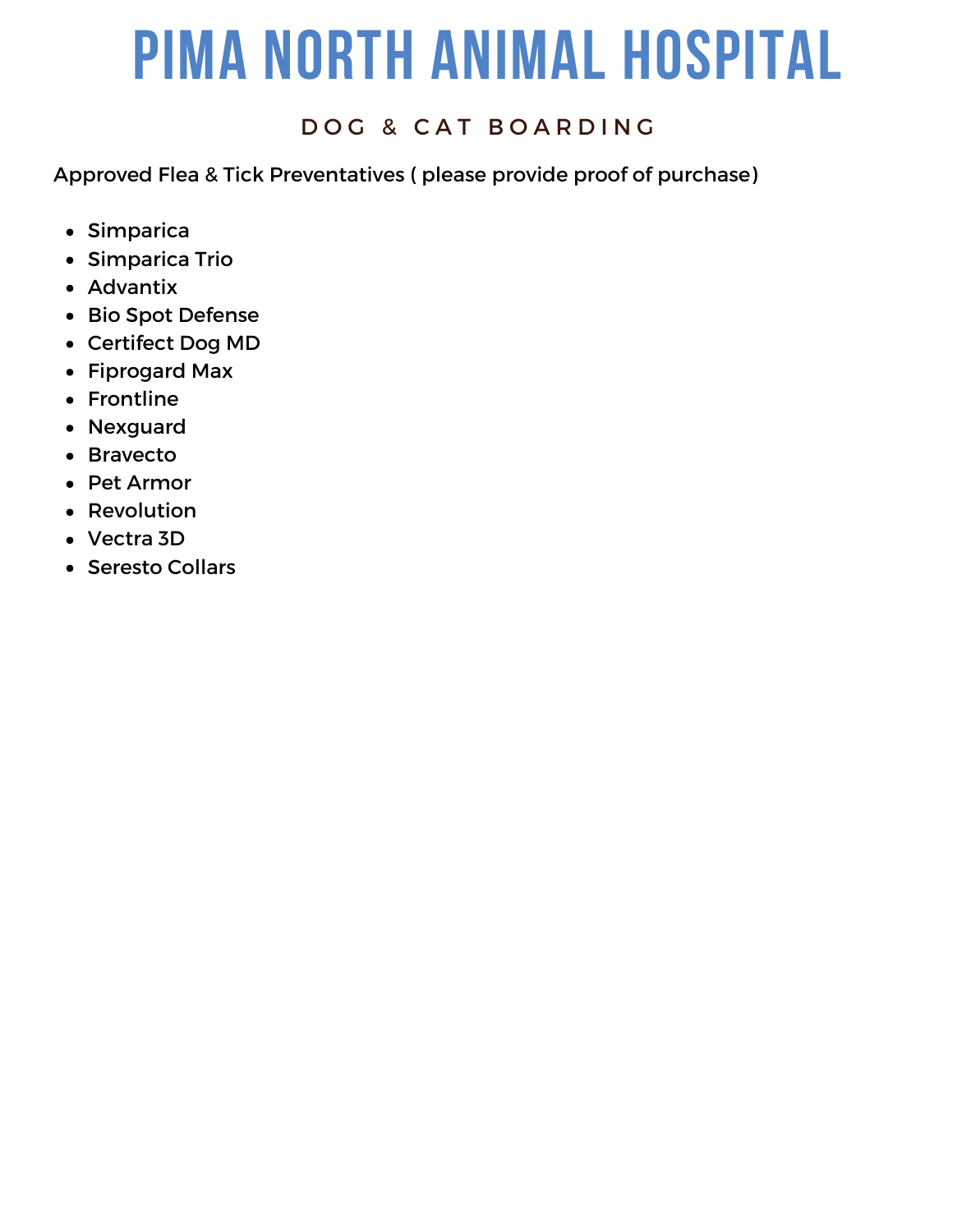# PIMA NORTH ANIMAL HOSPITAL

## DOG & CAT BOARDING

Approved Flea & Tick Preventatives ( please provide proof of purchase)

- Simparica
- Simparica Trio
- Advantix
- Bio Spot Defense
- Certifect Dog MD
- Fiprogard Max
- Frontline
- Nexguard
- Bravecto
- Pet Armor
- Revolution
- Vectra 3D
- Seresto Collars